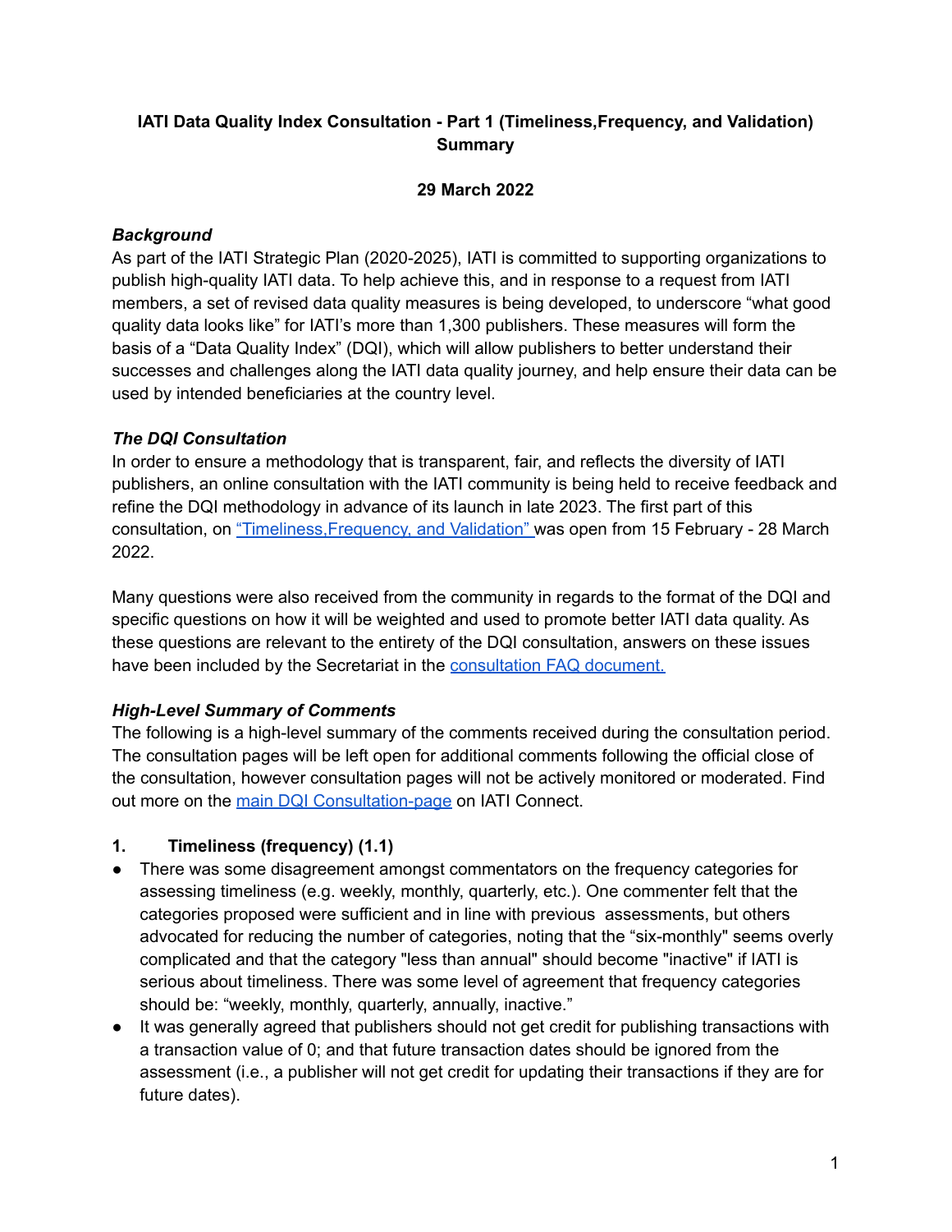**IATI Data Quality Index Consultation - Part 1 (Timeliness,Frequency, and Validation) Summary**

**29 March 2022**

***Background***

As part of the IATI Strategic Plan (2020-2025), IATI is committed to supporting organizations to publish high-quality IATI data. To help achieve this, and in response to a request from IATI members, a set of revised data quality measures is being developed, to underscore "what good quality data looks like" for IATI's more than 1,300 publishers. These measures will form the basis of a "Data Quality Index" (DQI), which will allow publishers to better understand their successes and challenges along the IATI data quality journey, and help ensure their data can be used by intended beneficiaries at the country level.

***The DQI Consultation***

In order to ensure a methodology that is transparent, fair, and reflects the diversity of IATI publishers, an online consultation with the IATI community is being held to receive feedback and refine the DQI methodology in advance of its launch in late 2023. The first part of this consultation, on "Timeliness,Frequency, and Validation" was open from 15 February - 28 March 2022.

Many questions were also received from the community in regards to the format of the DQI and specific questions on how it will be weighted and used to promote better IATI data quality. As these questions are relevant to the entirety of the DQI consultation, answers on these issues have been included by the Secretariat in the consultation FAQ document.

***High-Level Summary of Comments***

The following is a high-level summary of the comments received during the consultation period. The consultation pages will be left open for additional comments following the official close of the consultation, however consultation pages will not be actively monitored or moderated. Find out more on the main DQI Consultation-page on IATI Connect.

**1. Timeliness (frequency) (1.1)**

- There was some disagreement amongst commentators on the frequency categories for assessing timeliness (e.g. weekly, monthly, quarterly, etc.). One commenter felt that the categories proposed were sufficient and in line with previous assessments, but others advocated for reducing the number of categories, noting that the "six-monthly" seems overly complicated and that the category "less than annual" should become "inactive" if IATI is serious about timeliness. There was some level of agreement that frequency categories should be: "weekly, monthly, quarterly, annually, inactive."
- It was generally agreed that publishers should not get credit for publishing transactions with a transaction value of 0; and that future transaction dates should be ignored from the assessment (i.e., a publisher will not get credit for updating their transactions if they are for future dates).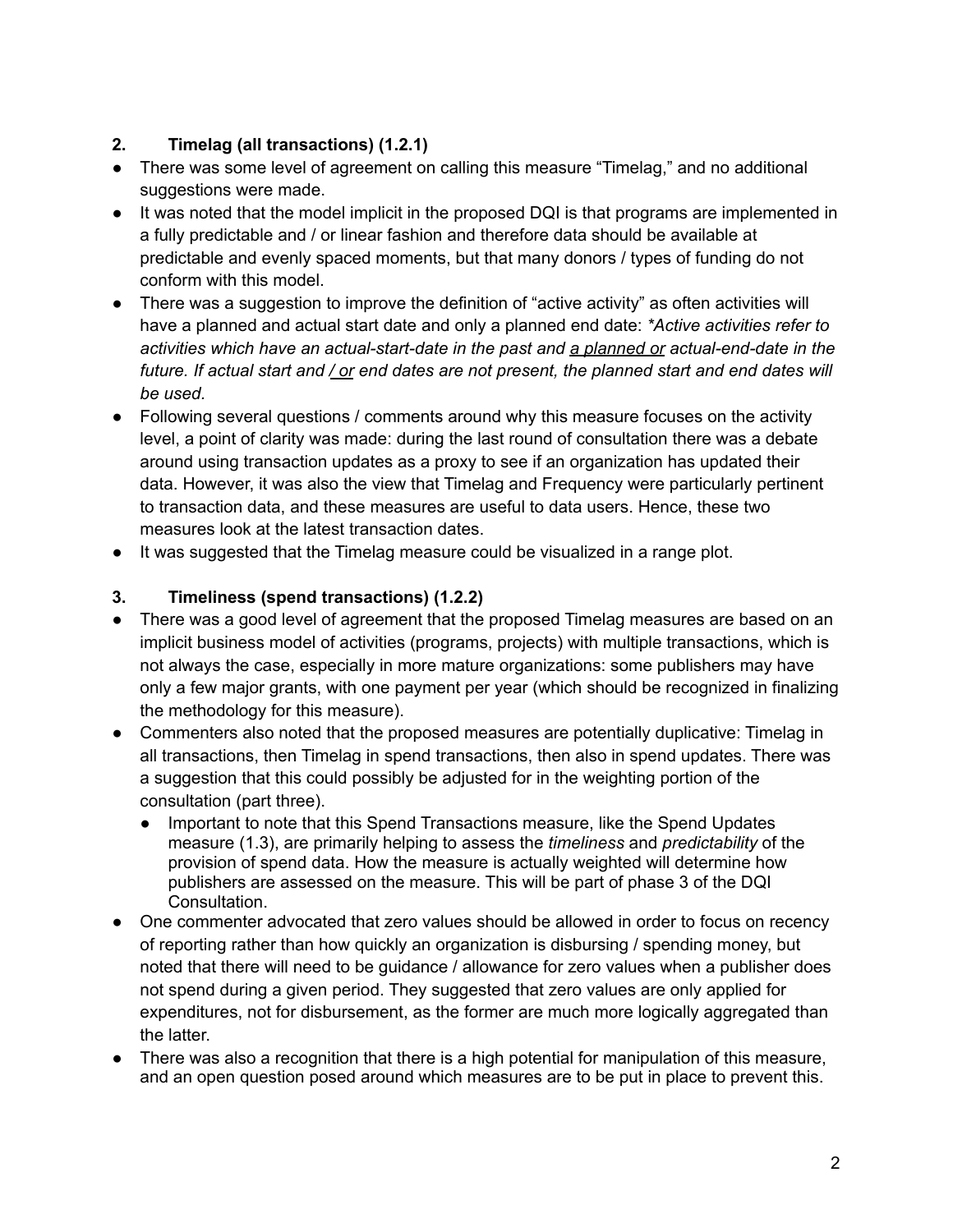**2. Timelag (all transactions) (1.2.1)**

- There was some level of agreement on calling this measure "Timelag," and no additional suggestions were made.
- It was noted that the model implicit in the proposed DQI is that programs are implemented in a fully predictable and / or linear fashion and therefore data should be available at predictable and evenly spaced moments, but that many donors / types of funding do not conform with this model.
- There was a suggestion to improve the definition of "active activity" as often activities will have a planned and actual start date and only a planned end date: *\*Active activities refer to activities which have an actual-start-date in the past and <u>a planned or</u> actual-end-date in the future. If actual start and <u>/ or</u> end dates are not present, the planned start and end dates will be used.*
- Following several questions / comments around why this measure focuses on the activity level, a point of clarity was made: during the last round of consultation there was a debate around using transaction updates as a proxy to see if an organization has updated their data. However, it was also the view that Timelag and Frequency were particularly pertinent to transaction data, and these measures are useful to data users. Hence, these two measures look at the latest transaction dates.
- It was suggested that the Timelag measure could be visualized in a range plot.

**3. Timeliness (spend transactions) (1.2.2)**

- There was a good level of agreement that the proposed Timelag measures are based on an implicit business model of activities (programs, projects) with multiple transactions, which is not always the case, especially in more mature organizations: some publishers may have only a few major grants, with one payment per year (which should be recognized in finalizing the methodology for this measure).
- Commenters also noted that the proposed measures are potentially duplicative: Timelag in all transactions, then Timelag in spend transactions, then also in spend updates. There was a suggestion that this could possibly be adjusted for in the weighting portion of the consultation (part three).
  - Important to note that this Spend Transactions measure, like the Spend Updates measure (1.3), are primarily helping to assess the *timeliness* and *predictability* of the provision of spend data. How the measure is actually weighted will determine how publishers are assessed on the measure. This will be part of phase 3 of the DQI Consultation.
- One commenter advocated that zero values should be allowed in order to focus on recency of reporting rather than how quickly an organization is disbursing / spending money, but noted that there will need to be guidance / allowance for zero values when a publisher does not spend during a given period. They suggested that zero values are only applied for expenditures, not for disbursement, as the former are much more logically aggregated than the latter.
- There was also a recognition that there is a high potential for manipulation of this measure, and an open question posed around which measures are to be put in place to prevent this.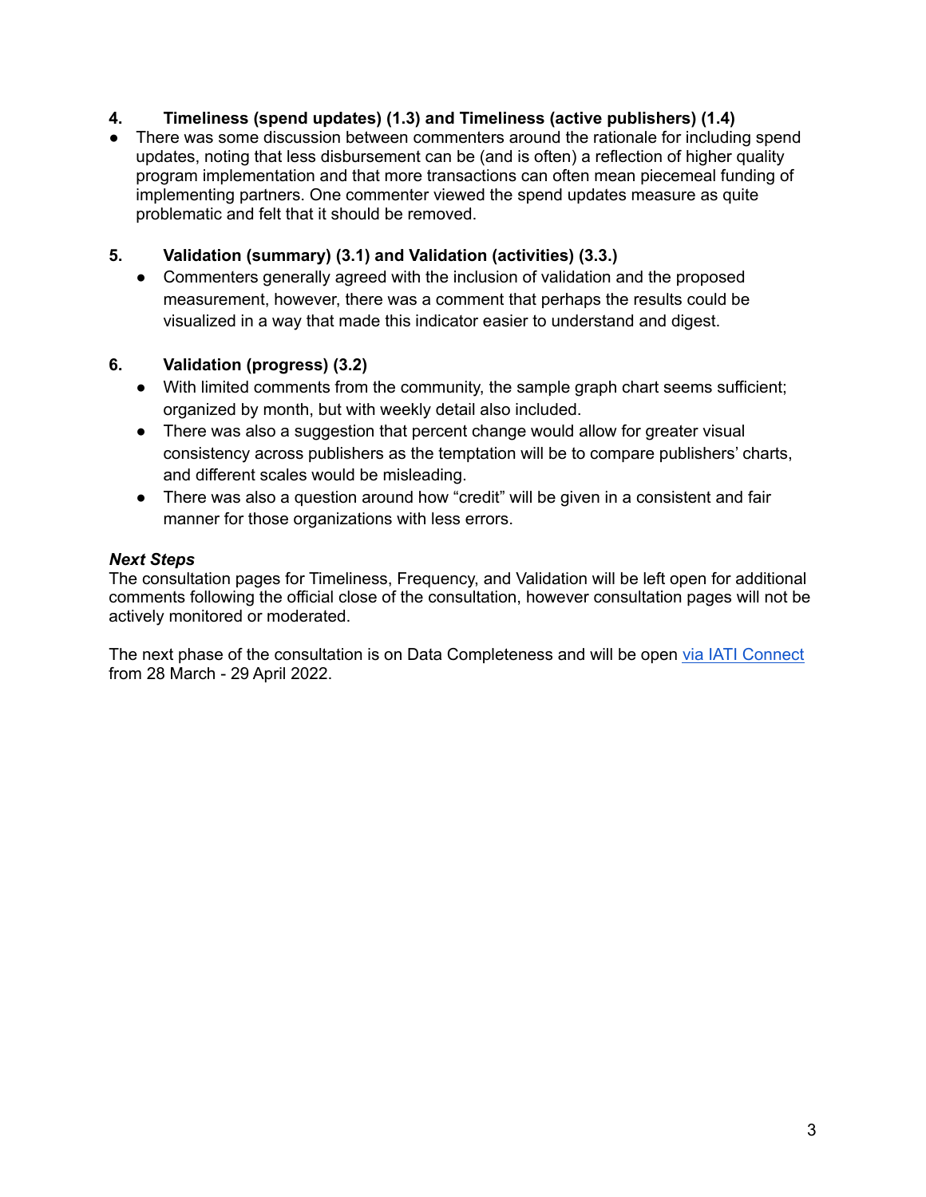**4. Timeliness (spend updates) (1.3) and Timeliness (active publishers) (1.4)**

- There was some discussion between commenters around the rationale for including spend updates, noting that less disbursement can be (and is often) a reflection of higher quality program implementation and that more transactions can often mean piecemeal funding of implementing partners. One commenter viewed the spend updates measure as quite problematic and felt that it should be removed.

**5. Validation (summary) (3.1) and Validation (activities) (3.3.)**

- Commenters generally agreed with the inclusion of validation and the proposed measurement, however, there was a comment that perhaps the results could be visualized in a way that made this indicator easier to understand and digest.

**6. Validation (progress) (3.2)**

- With limited comments from the community, the sample graph chart seems sufficient; organized by month, but with weekly detail also included.
- There was also a suggestion that percent change would allow for greater visual consistency across publishers as the temptation will be to compare publishers' charts, and different scales would be misleading.
- There was also a question around how "credit" will be given in a consistent and fair manner for those organizations with less errors.

***Next Steps***

The consultation pages for Timeliness, Frequency, and Validation will be left open for additional comments following the official close of the consultation, however consultation pages will not be actively monitored or moderated.

The next phase of the consultation is on Data Completeness and will be open [via IATI Connect] from 28 March - 29 April 2022.